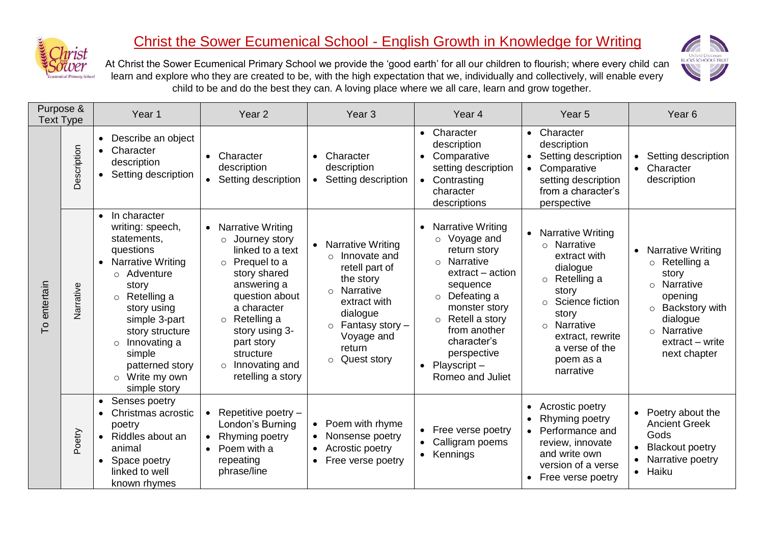# Christ the Sower Ecumenical School - English Growth in Knowledge for Writing

At Christ the Sower Ecumenical Primary School we provide the 'good earth' for all our children to flourish; where every child can learn and explore who they are created to be, with the high expectation that we, individually and collectively, will enable every child to be and do the best they can. A loving place where we all care, learn and grow together.

| Purpose & Text Type | | Year 1 | Year 2 | Year 3 | Year 4 | Year 5 | Year 6 |
|---|---|---|---|---|---|---|---|
| To entertain | Description | • Describe an object<br>• Character description<br>• Setting description | • Character description<br>• Setting description | • Character description<br>• Setting description | • Character description<br>• Comparative setting description<br>• Contrasting character descriptions | • Character description<br>• Setting description<br>• Comparative setting description from a character's perspective | • Setting description<br>• Character description |
| | Narrative | • In character writing: speech, statements, questions<br>• Narrative Writing<br>○ Adventure story<br>○ Retelling a story using simple 3-part story structure<br>○ Innovating a simple patterned story<br>○ Write my own simple story | • Narrative Writing<br>○ Journey story linked to a text<br>○ Prequel to a story shared answering a question about a character<br>○ Retelling a story using 3-part story structure<br>○ Innovating and retelling a story | • Narrative Writing<br>○ Innovate and retell part of the story<br>○ Narrative extract with dialogue<br>○ Fantasy story – Voyage and return<br>○ Quest story | • Narrative Writing<br>○ Voyage and return story<br>○ Narrative extract – action sequence<br>○ Defeating a monster story<br>○ Retell a story from another character's perspective<br>• Playscript – Romeo and Juliet | • Narrative Writing<br>○ Narrative extract with dialogue<br>○ Retelling a story<br>○ Science fiction story<br>○ Narrative extract, rewrite a verse of the poem as a narrative | • Narrative Writing<br>○ Retelling a story<br>○ Narrative opening<br>○ Backstory with dialogue<br>○ Narrative extract – write next chapter |
| | Poetry | • Senses poetry<br>• Christmas acrostic poetry<br>• Riddles about an animal<br>• Space poetry linked to well known rhymes | • Repetitive poetry – London's Burning<br>• Rhyming poetry<br>• Poem with a repeating phrase/line | • Poem with rhyme<br>• Nonsense poetry<br>• Acrostic poetry<br>• Free verse poetry | • Free verse poetry<br>• Calligram poems<br>• Kennings | • Acrostic poetry<br>• Rhyming poetry<br>• Performance and review, innovate and write own version of a verse<br>• Free verse poetry | • Poetry about the Ancient Greek Gods<br>• Blackout poetry<br>• Narrative poetry<br>• Haiku |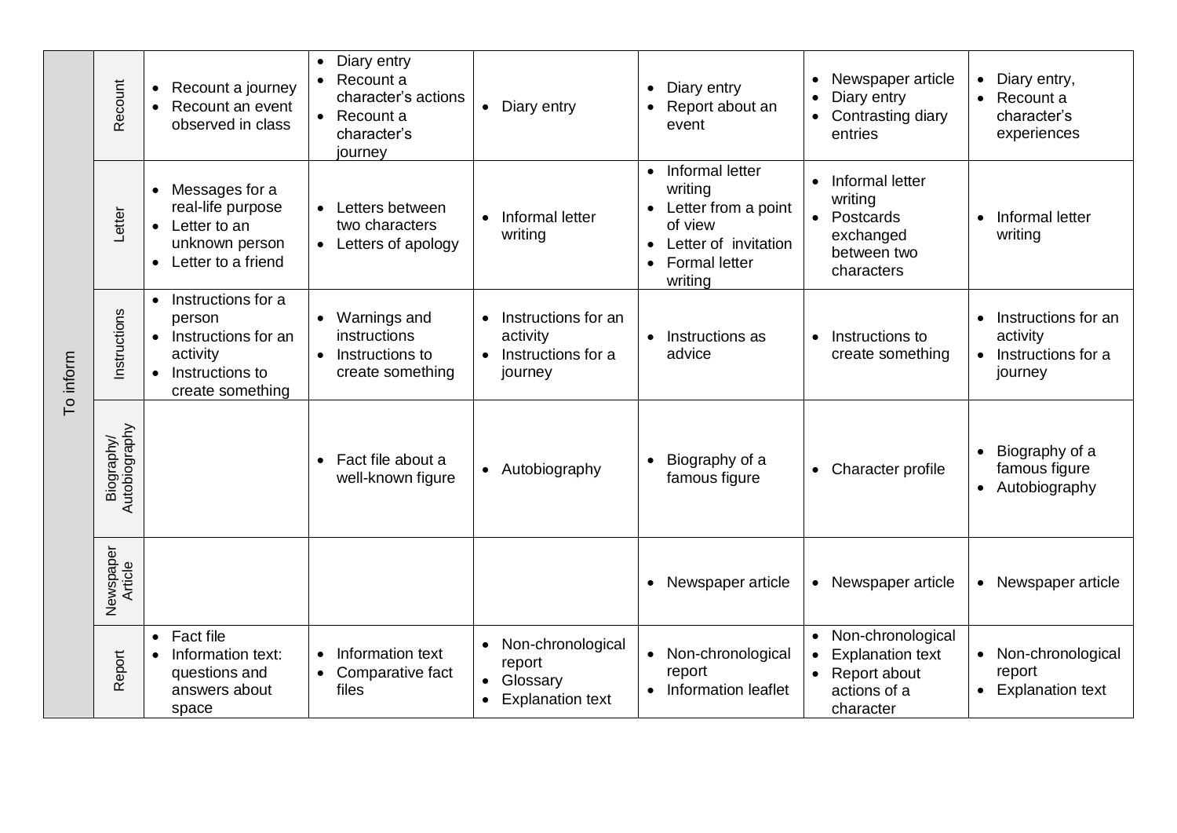| | | | | | | | |
|---|---|---|---|---|---|---|---|
| To inform | Recount | • Recount a journey<br>• Recount an event observed in class | • Diary entry<br>• Recount a character's actions<br>• Recount a character's journey | • Diary entry | • Diary entry<br>• Report about an event | • Newspaper article<br>• Diary entry<br>• Contrasting diary entries | • Diary entry,<br>• Recount a character's experiences |
| | Letter | • Messages for a real-life purpose<br>• Letter to an unknown person<br>• Letter to a friend | • Letters between two characters<br>• Letters of apology | • Informal letter writing | • Informal letter writing<br>• Letter from a point of view<br>• Letter of invitation<br>• Formal letter writing | • Informal letter writing<br>• Postcards exchanged between two characters | • Informal letter writing |
| | Instructions | • Instructions for a person<br>• Instructions for an activity<br>• Instructions to create something | • Warnings and instructions<br>• Instructions to create something | • Instructions for an activity<br>• Instructions for a journey | • Instructions as advice | • Instructions to create something | • Instructions for an activity<br>• Instructions for a journey |
| | Biography/ Autobiography | | • Fact file about a well-known figure | • Autobiography | • Biography of a famous figure | • Character profile | • Biography of a famous figure<br>• Autobiography |
| | Newspaper Article | | | | • Newspaper article | • Newspaper article | • Newspaper article |
| | Report | • Fact file<br>• Information text: questions and answers about space | • Information text<br>• Comparative fact files | • Non-chronological report<br>• Glossary<br>• Explanation text | • Non-chronological report<br>• Information leaflet | • Non-chronological<br>• Explanation text<br>• Report about actions of a character | • Non-chronological report<br>• Explanation text |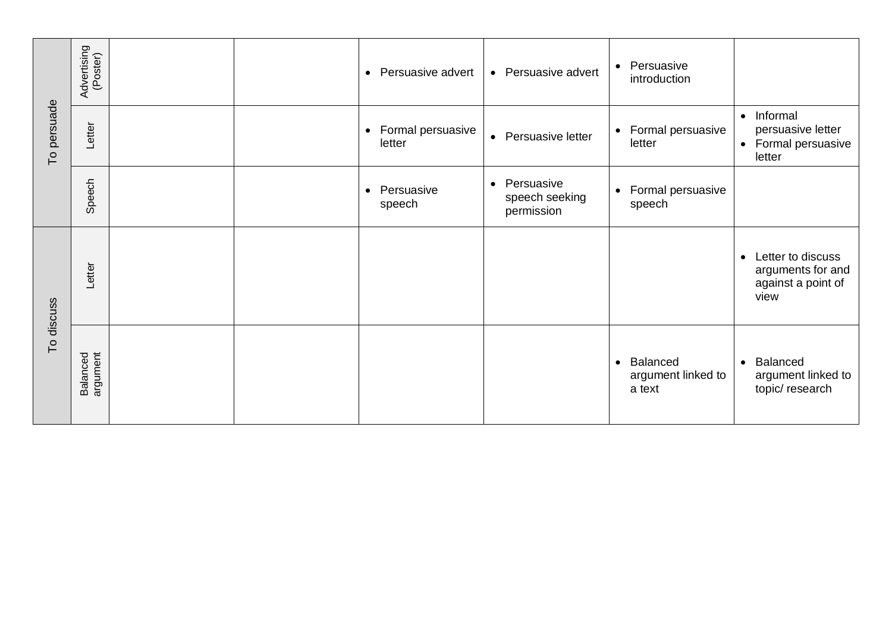| | | | | | | | |
|---|---|---|---|---|---|---|---|
| To persuade | Advertising (Poster) | | | • Persuasive advert | • Persuasive advert | • Persuasive introduction | |
| | Letter | | | • Formal persuasive letter | • Persuasive letter | • Formal persuasive letter | • Informal persuasive letter<br>• Formal persuasive letter |
| | Speech | | | • Persuasive speech | • Persuasive speech seeking permission | • Formal persuasive speech | |
| To discuss | Letter | | | | | | • Letter to discuss arguments for and against a point of view |
| | Balanced argument | | | | | • Balanced argument linked to a text | • Balanced argument linked to topic/ research |